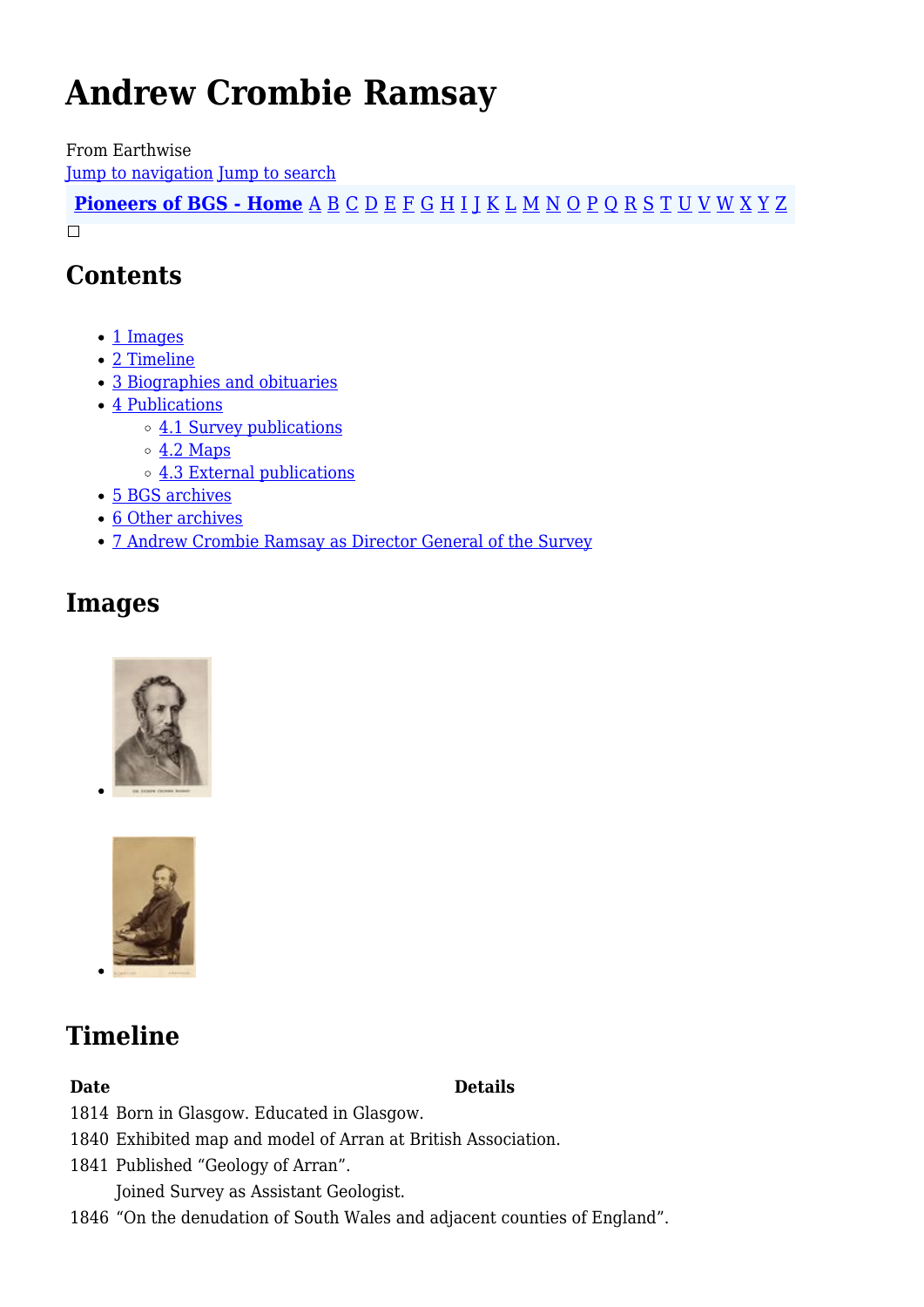# Andrew Crombie Ramsay

From Earthwise

Jump to navigation Jump to search

**Pioneers of BGS - Home** A B C D E F G H I J K L M N O P Q R S T U V W X Y Z

## Contents

- 1 Images
- 2 Timeline
- 3 Biographies and obituaries
- 4 Publications
  - 4.1 Survey publications
  - 4.2 Maps
  - 4.3 External publications
- 5 BGS archives
- 6 Other archives
- 7 Andrew Crombie Ramsay as Director General of the Survey

## Images

## Timeline

| Date | Details |
|---|---|
| 1814 | Born in Glasgow. Educated in Glasgow. |
| 1840 | Exhibited map and model of Arran at British Association. |
| 1841 | Published "Geology of Arran". |
| | Joined Survey as Assistant Geologist. |
| 1846 | "On the denudation of South Wales and adjacent counties of England". |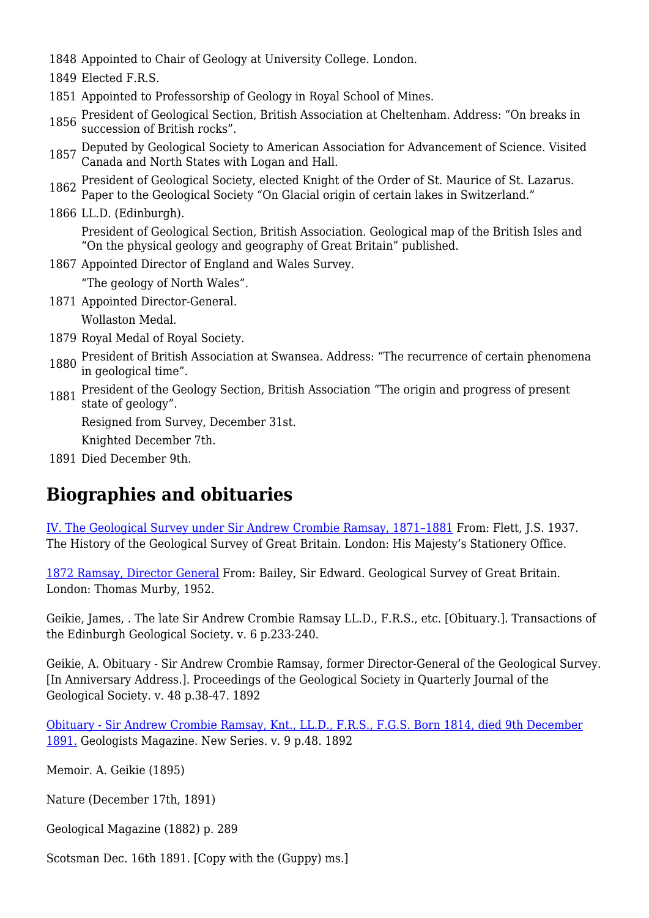1848 Appointed to Chair of Geology at University College. London.

1849 Elected F.R.S.

1851 Appointed to Professorship of Geology in Royal School of Mines.

1856 President of Geological Section, British Association at Cheltenham. Address: "On breaks in succession of British rocks".

1857 Deputed by Geological Society to American Association for Advancement of Science. Visited Canada and North States with Logan and Hall.

1862 President of Geological Society, elected Knight of the Order of St. Maurice of St. Lazarus. Paper to the Geological Society "On Glacial origin of certain lakes in Switzerland."

1866 LL.D. (Edinburgh).

President of Geological Section, British Association. Geological map of the British Isles and "On the physical geology and geography of Great Britain" published.

1867 Appointed Director of England and Wales Survey.

"The geology of North Wales".

1871 Appointed Director-General.

Wollaston Medal.

1879 Royal Medal of Royal Society.

1880 President of British Association at Swansea. Address: "The recurrence of certain phenomena in geological time".

1881 President of the Geology Section, British Association "The origin and progress of present state of geology".

Resigned from Survey, December 31st.

Knighted December 7th.

1891 Died December 9th.

## Biographies and obituaries

IV. The Geological Survey under Sir Andrew Crombie Ramsay, 1871–1881 From: Flett, J.S. 1937. The History of the Geological Survey of Great Britain. London: His Majesty's Stationery Office.

1872 Ramsay, Director General From: Bailey, Sir Edward. Geological Survey of Great Britain. London: Thomas Murby, 1952.

Geikie, James, . The late Sir Andrew Crombie Ramsay LL.D., F.R.S., etc. [Obituary.]. Transactions of the Edinburgh Geological Society. v. 6 p.233-240.

Geikie, A. Obituary - Sir Andrew Crombie Ramsay, former Director-General of the Geological Survey. [In Anniversary Address.]. Proceedings of the Geological Society in Quarterly Journal of the Geological Society. v. 48 p.38-47. 1892

Obituary - Sir Andrew Crombie Ramsay, Knt., LL.D., F.R.S., F.G.S. Born 1814, died 9th December 1891. Geologists Magazine. New Series. v. 9 p.48. 1892

Memoir. A. Geikie (1895)

Nature (December 17th, 1891)

Geological Magazine (1882) p. 289

Scotsman Dec. 16th 1891. [Copy with the (Guppy) ms.]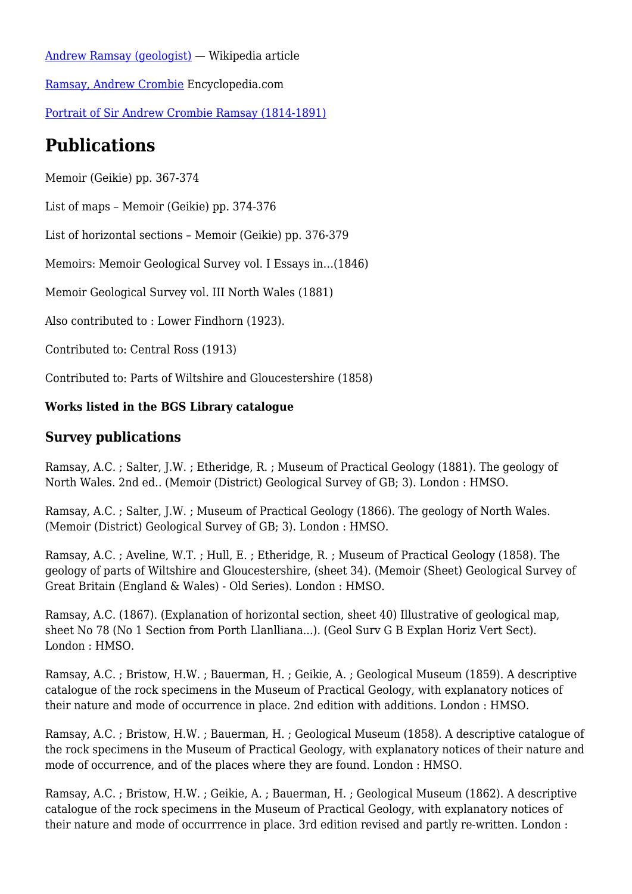[Andrew Ramsay (geologist)](#) — Wikipedia article

[Ramsay, Andrew Crombie](#) Encyclopedia.com

[Portrait of Sir Andrew Crombie Ramsay (1814-1891)](#)

# Publications

Memoir (Geikie) pp. 367-374

List of maps – Memoir (Geikie) pp. 374-376

List of horizontal sections – Memoir (Geikie) pp. 376-379

Memoirs: Memoir Geological Survey vol. I Essays in…(1846)

Memoir Geological Survey vol. III North Wales (1881)

Also contributed to : Lower Findhorn (1923).

Contributed to: Central Ross (1913)

Contributed to: Parts of Wiltshire and Gloucestershire (1858)

**Works listed in the BGS Library catalogue**

## Survey publications

Ramsay, A.C. ; Salter, J.W. ; Etheridge, R. ; Museum of Practical Geology (1881). The geology of North Wales. 2nd ed.. (Memoir (District) Geological Survey of GB; 3). London : HMSO.

Ramsay, A.C. ; Salter, J.W. ; Museum of Practical Geology (1866). The geology of North Wales. (Memoir (District) Geological Survey of GB; 3). London : HMSO.

Ramsay, A.C. ; Aveline, W.T. ; Hull, E. ; Etheridge, R. ; Museum of Practical Geology (1858). The geology of parts of Wiltshire and Gloucestershire, (sheet 34). (Memoir (Sheet) Geological Survey of Great Britain (England & Wales) - Old Series). London : HMSO.

Ramsay, A.C. (1867). (Explanation of horizontal section, sheet 40) Illustrative of geological map, sheet No 78 (No 1 Section from Porth Llanlliana…). (Geol Surv G B Explan Horiz Vert Sect). London : HMSO.

Ramsay, A.C. ; Bristow, H.W. ; Bauerman, H. ; Geikie, A. ; Geological Museum (1859). A descriptive catalogue of the rock specimens in the Museum of Practical Geology, with explanatory notices of their nature and mode of occurrence in place. 2nd edition with additions. London : HMSO.

Ramsay, A.C. ; Bristow, H.W. ; Bauerman, H. ; Geological Museum (1858). A descriptive catalogue of the rock specimens in the Museum of Practical Geology, with explanatory notices of their nature and mode of occurrence, and of the places where they are found. London : HMSO.

Ramsay, A.C. ; Bristow, H.W. ; Geikie, A. ; Bauerman, H. ; Geological Museum (1862). A descriptive catalogue of the rock specimens in the Museum of Practical Geology, with explanatory notices of their nature and mode of occurrrence in place. 3rd edition revised and partly re-written. London :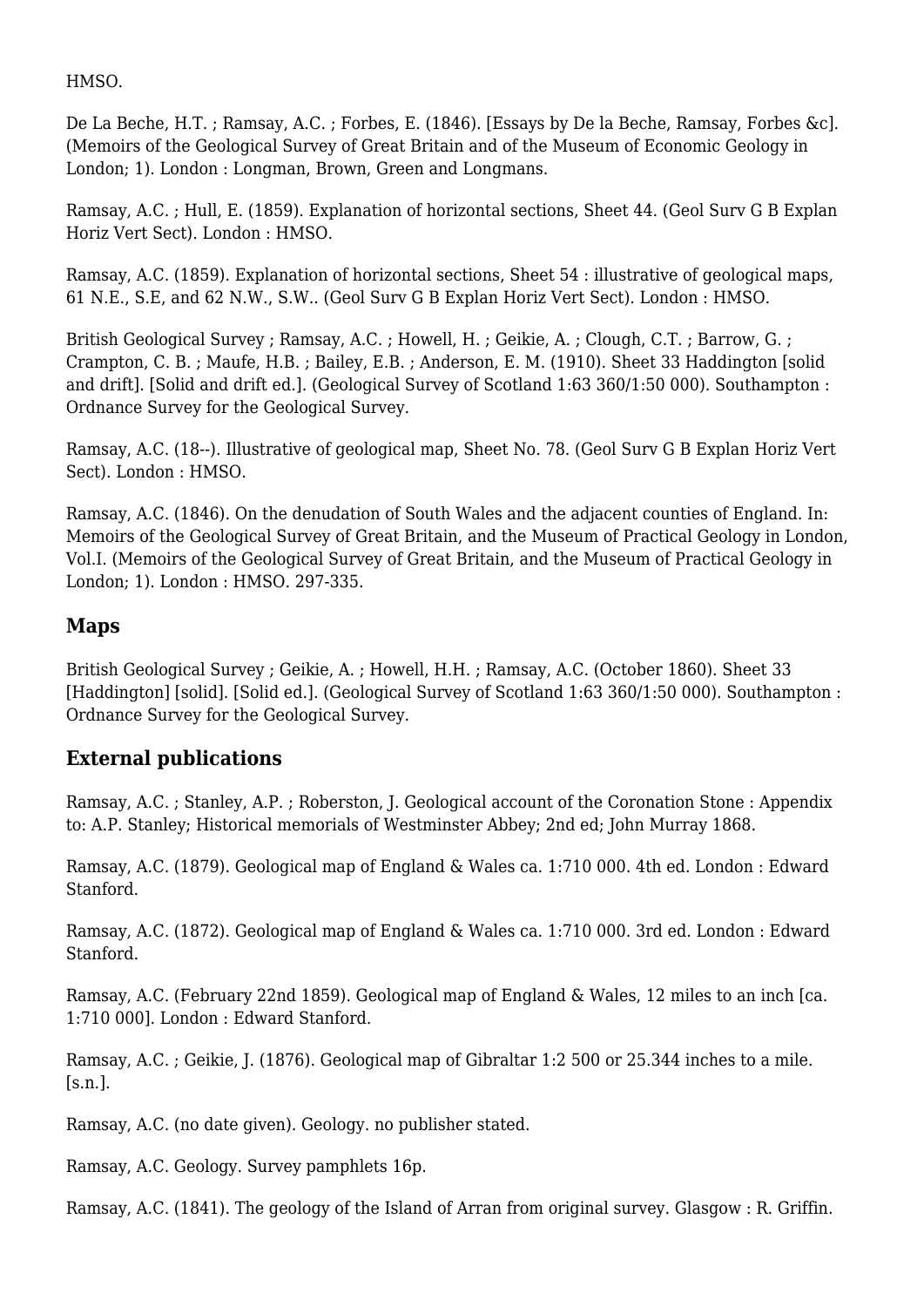HMSO.

De La Beche, H.T. ; Ramsay, A.C. ; Forbes, E. (1846). [Essays by De la Beche, Ramsay, Forbes &c]. (Memoirs of the Geological Survey of Great Britain and of the Museum of Economic Geology in London; 1). London : Longman, Brown, Green and Longmans.

Ramsay, A.C. ; Hull, E. (1859). Explanation of horizontal sections, Sheet 44. (Geol Surv G B Explan Horiz Vert Sect). London : HMSO.

Ramsay, A.C. (1859). Explanation of horizontal sections, Sheet 54 : illustrative of geological maps, 61 N.E., S.E, and 62 N.W., S.W.. (Geol Surv G B Explan Horiz Vert Sect). London : HMSO.

British Geological Survey ; Ramsay, A.C. ; Howell, H. ; Geikie, A. ; Clough, C.T. ; Barrow, G. ; Crampton, C. B. ; Maufe, H.B. ; Bailey, E.B. ; Anderson, E. M. (1910). Sheet 33 Haddington [solid and drift]. [Solid and drift ed.]. (Geological Survey of Scotland 1:63 360/1:50 000). Southampton : Ordnance Survey for the Geological Survey.

Ramsay, A.C. (18--). Illustrative of geological map, Sheet No. 78. (Geol Surv G B Explan Horiz Vert Sect). London : HMSO.

Ramsay, A.C. (1846). On the denudation of South Wales and the adjacent counties of England. In: Memoirs of the Geological Survey of Great Britain, and the Museum of Practical Geology in London, Vol.I. (Memoirs of the Geological Survey of Great Britain, and the Museum of Practical Geology in London; 1). London : HMSO. 297-335.

## Maps

British Geological Survey ; Geikie, A. ; Howell, H.H. ; Ramsay, A.C. (October 1860). Sheet 33 [Haddington] [solid]. [Solid ed.]. (Geological Survey of Scotland 1:63 360/1:50 000). Southampton : Ordnance Survey for the Geological Survey.

## External publications

Ramsay, A.C. ; Stanley, A.P. ; Roberston, J. Geological account of the Coronation Stone : Appendix to: A.P. Stanley; Historical memorials of Westminster Abbey; 2nd ed; John Murray 1868.

Ramsay, A.C. (1879). Geological map of England & Wales ca. 1:710 000. 4th ed. London : Edward Stanford.

Ramsay, A.C. (1872). Geological map of England & Wales ca. 1:710 000. 3rd ed. London : Edward Stanford.

Ramsay, A.C. (February 22nd 1859). Geological map of England & Wales, 12 miles to an inch [ca. 1:710 000]. London : Edward Stanford.

Ramsay, A.C. ; Geikie, J. (1876). Geological map of Gibraltar 1:2 500 or 25.344 inches to a mile. [s.n.].

Ramsay, A.C. (no date given). Geology. no publisher stated.

Ramsay, A.C. Geology. Survey pamphlets 16p.

Ramsay, A.C. (1841). The geology of the Island of Arran from original survey. Glasgow : R. Griffin.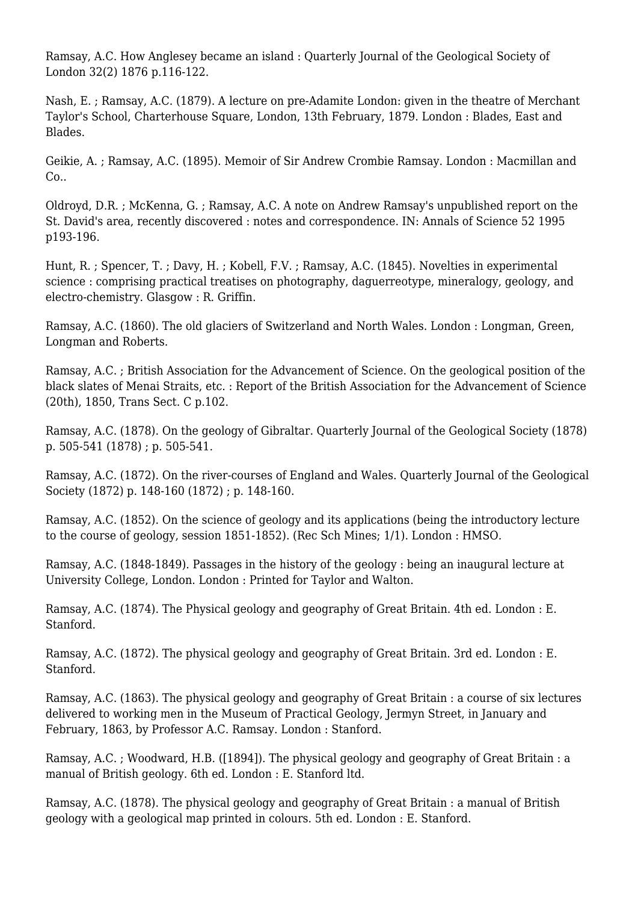Ramsay, A.C. How Anglesey became an island : Quarterly Journal of the Geological Society of London 32(2) 1876 p.116-122.

Nash, E. ; Ramsay, A.C. (1879). A lecture on pre-Adamite London: given in the theatre of Merchant Taylor's School, Charterhouse Square, London, 13th February, 1879. London : Blades, East and Blades.

Geikie, A. ; Ramsay, A.C. (1895). Memoir of Sir Andrew Crombie Ramsay. London : Macmillan and Co..

Oldroyd, D.R. ; McKenna, G. ; Ramsay, A.C. A note on Andrew Ramsay's unpublished report on the St. David's area, recently discovered : notes and correspondence. IN: Annals of Science 52 1995 p193-196.

Hunt, R. ; Spencer, T. ; Davy, H. ; Kobell, F.V. ; Ramsay, A.C. (1845). Novelties in experimental science : comprising practical treatises on photography, daguerreotype, mineralogy, geology, and electro-chemistry. Glasgow : R. Griffin.

Ramsay, A.C. (1860). The old glaciers of Switzerland and North Wales. London : Longman, Green, Longman and Roberts.

Ramsay, A.C. ; British Association for the Advancement of Science. On the geological position of the black slates of Menai Straits, etc. : Report of the British Association for the Advancement of Science (20th), 1850, Trans Sect. C p.102.

Ramsay, A.C. (1878). On the geology of Gibraltar. Quarterly Journal of the Geological Society (1878) p. 505-541 (1878) ; p. 505-541.

Ramsay, A.C. (1872). On the river-courses of England and Wales. Quarterly Journal of the Geological Society (1872) p. 148-160 (1872) ; p. 148-160.

Ramsay, A.C. (1852). On the science of geology and its applications (being the introductory lecture to the course of geology, session 1851-1852). (Rec Sch Mines; 1/1). London : HMSO.

Ramsay, A.C. (1848-1849). Passages in the history of the geology : being an inaugural lecture at University College, London. London : Printed for Taylor and Walton.

Ramsay, A.C. (1874). The Physical geology and geography of Great Britain. 4th ed. London : E. Stanford.

Ramsay, A.C. (1872). The physical geology and geography of Great Britain. 3rd ed. London : E. Stanford.

Ramsay, A.C. (1863). The physical geology and geography of Great Britain : a course of six lectures delivered to working men in the Museum of Practical Geology, Jermyn Street, in January and February, 1863, by Professor A.C. Ramsay. London : Stanford.

Ramsay, A.C. ; Woodward, H.B. ([1894]). The physical geology and geography of Great Britain : a manual of British geology. 6th ed. London : E. Stanford ltd.

Ramsay, A.C. (1878). The physical geology and geography of Great Britain : a manual of British geology with a geological map printed in colours. 5th ed. London : E. Stanford.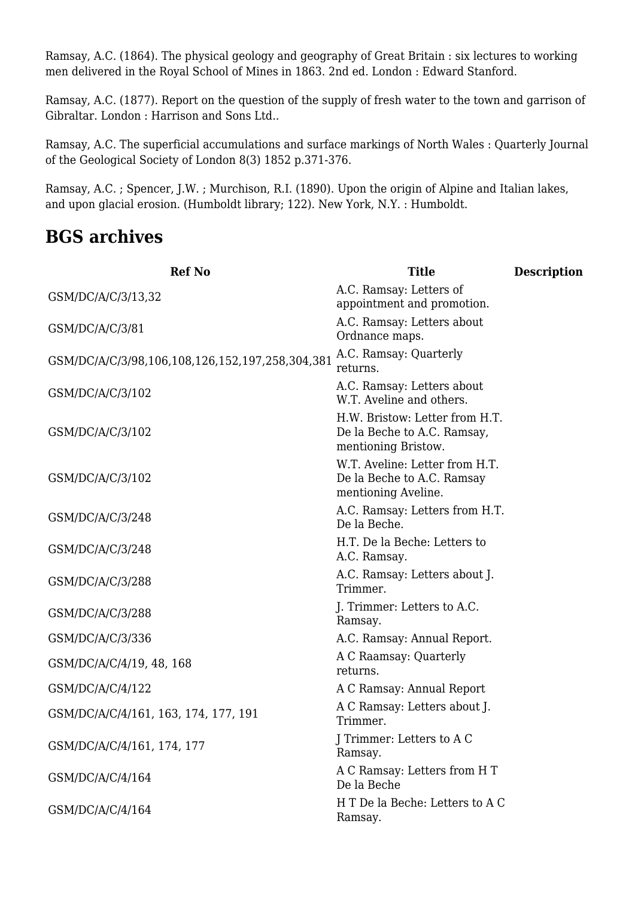Ramsay, A.C. (1864). The physical geology and geography of Great Britain : six lectures to working men delivered in the Royal School of Mines in 1863. 2nd ed. London : Edward Stanford.

Ramsay, A.C. (1877). Report on the question of the supply of fresh water to the town and garrison of Gibraltar. London : Harrison and Sons Ltd..

Ramsay, A.C. The superficial accumulations and surface markings of North Wales : Quarterly Journal of the Geological Society of London 8(3) 1852 p.371-376.

Ramsay, A.C. ; Spencer, J.W. ; Murchison, R.I. (1890). Upon the origin of Alpine and Italian lakes, and upon glacial erosion. (Humboldt library; 122). New York, N.Y. : Humboldt.

## BGS archives

| Ref No | Title | Description |
|---|---|---|
| GSM/DC/A/C/3/13,32 | A.C. Ramsay: Letters of appointment and promotion. | |
| GSM/DC/A/C/3/81 | A.C. Ramsay: Letters about Ordnance maps. | |
| GSM/DC/A/C/3/98,106,108,126,152,197,258,304,381 | A.C. Ramsay: Quarterly returns. | |
| GSM/DC/A/C/3/102 | A.C. Ramsay: Letters about W.T. Aveline and others. | |
| GSM/DC/A/C/3/102 | H.W. Bristow: Letter from H.T. De la Beche to A.C. Ramsay, mentioning Bristow. | |
| GSM/DC/A/C/3/102 | W.T. Aveline: Letter from H.T. De la Beche to A.C. Ramsay mentioning Aveline. | |
| GSM/DC/A/C/3/248 | A.C. Ramsay: Letters from H.T. De la Beche. | |
| GSM/DC/A/C/3/248 | H.T. De la Beche: Letters to A.C. Ramsay. | |
| GSM/DC/A/C/3/288 | A.C. Ramsay: Letters about J. Trimmer. | |
| GSM/DC/A/C/3/288 | J. Trimmer: Letters to A.C. Ramsay. | |
| GSM/DC/A/C/3/336 | A.C. Ramsay: Annual Report. | |
| GSM/DC/A/C/4/19, 48, 168 | A C Raamsay: Quarterly returns. | |
| GSM/DC/A/C/4/122 | A C Ramsay: Annual Report | |
| GSM/DC/A/C/4/161, 163, 174, 177, 191 | A C Ramsay: Letters about J. Trimmer. | |
| GSM/DC/A/C/4/161, 174, 177 | J Trimmer: Letters to A C Ramsay. | |
| GSM/DC/A/C/4/164 | A C Ramsay: Letters from H T De la Beche | |
| GSM/DC/A/C/4/164 | H T De la Beche: Letters to A C Ramsay. | |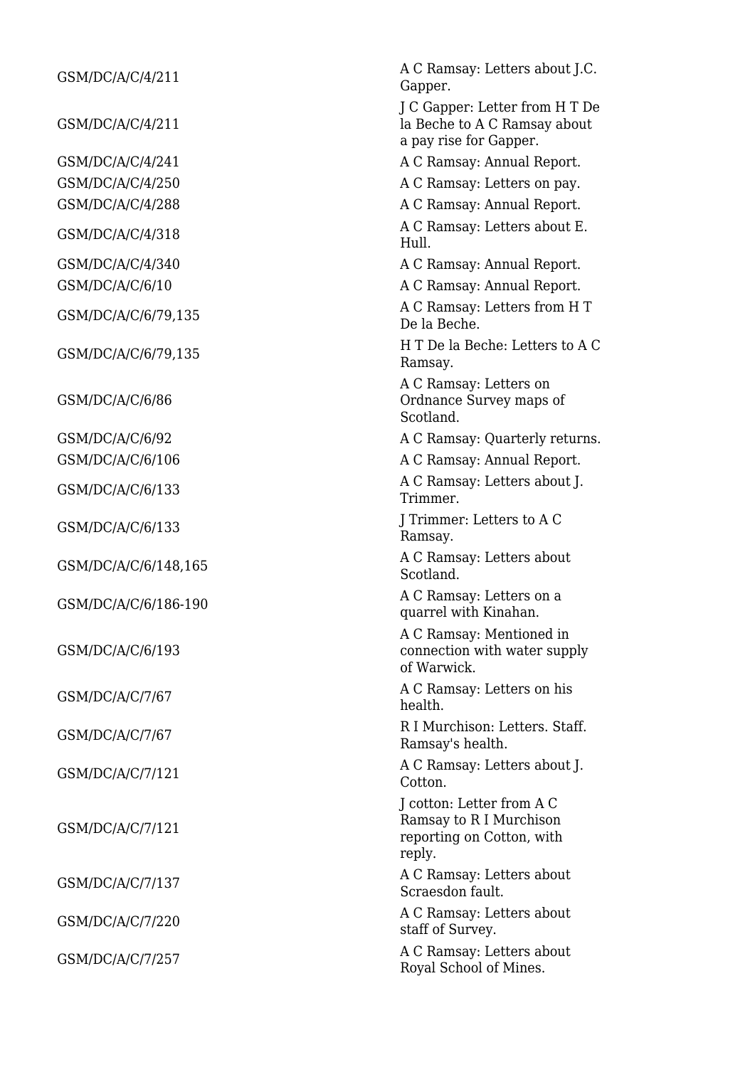| | |
|---|---|
| GSM/DC/A/C/4/211 | A C Ramsay: Letters about J.C. Gapper. |
| GSM/DC/A/C/4/211 | J C Gapper: Letter from H T De la Beche to A C Ramsay about a pay rise for Gapper. |
| GSM/DC/A/C/4/241 | A C Ramsay: Annual Report. |
| GSM/DC/A/C/4/250 | A C Ramsay: Letters on pay. |
| GSM/DC/A/C/4/288 | A C Ramsay: Annual Report. |
| GSM/DC/A/C/4/318 | A C Ramsay: Letters about E. Hull. |
| GSM/DC/A/C/4/340 | A C Ramsay: Annual Report. |
| GSM/DC/A/C/6/10 | A C Ramsay: Annual Report. |
| GSM/DC/A/C/6/79,135 | A C Ramsay: Letters from H T De la Beche. |
| GSM/DC/A/C/6/79,135 | H T De la Beche: Letters to A C Ramsay. |
| GSM/DC/A/C/6/86 | A C Ramsay: Letters on Ordnance Survey maps of Scotland. |
| GSM/DC/A/C/6/92 | A C Ramsay: Quarterly returns. |
| GSM/DC/A/C/6/106 | A C Ramsay: Annual Report. |
| GSM/DC/A/C/6/133 | A C Ramsay: Letters about J. Trimmer. |
| GSM/DC/A/C/6/133 | J Trimmer: Letters to A C Ramsay. |
| GSM/DC/A/C/6/148,165 | A C Ramsay: Letters about Scotland. |
| GSM/DC/A/C/6/186-190 | A C Ramsay: Letters on a quarrel with Kinahan. |
| GSM/DC/A/C/6/193 | A C Ramsay: Mentioned in connection with water supply of Warwick. |
| GSM/DC/A/C/7/67 | A C Ramsay: Letters on his health. |
| GSM/DC/A/C/7/67 | R I Murchison: Letters. Staff. Ramsay's health. |
| GSM/DC/A/C/7/121 | A C Ramsay: Letters about J. Cotton. |
| GSM/DC/A/C/7/121 | J cotton: Letter from A C Ramsay to R I Murchison reporting on Cotton, with reply. |
| GSM/DC/A/C/7/137 | A C Ramsay: Letters about Scraesdon fault. |
| GSM/DC/A/C/7/220 | A C Ramsay: Letters about staff of Survey. |
| GSM/DC/A/C/7/257 | A C Ramsay: Letters about Royal School of Mines. |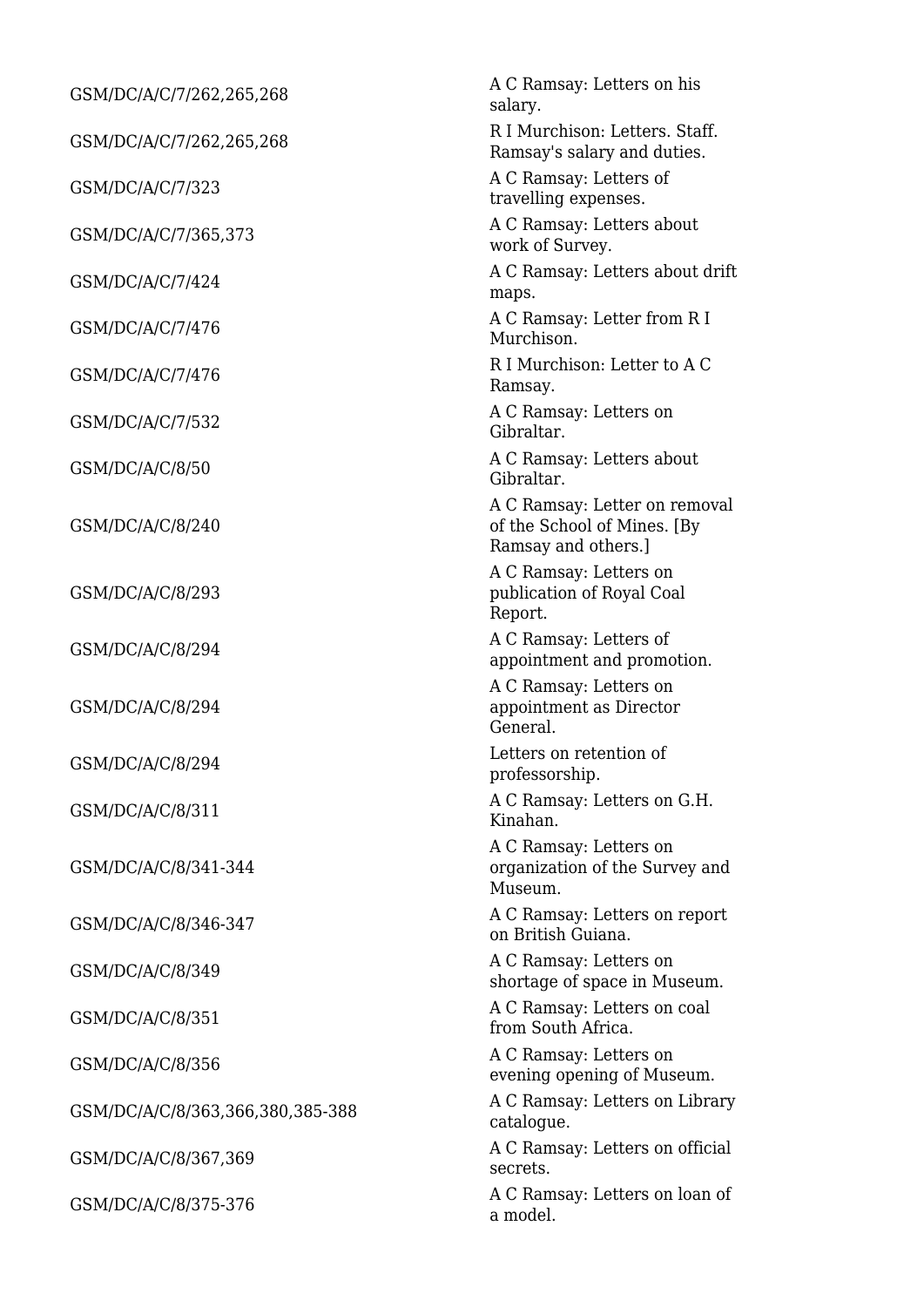| | |
|---|---|
| GSM/DC/A/C/7/262,265,268 | A C Ramsay: Letters on his salary. |
| GSM/DC/A/C/7/262,265,268 | R I Murchison: Letters. Staff. Ramsay's salary and duties. |
| GSM/DC/A/C/7/323 | A C Ramsay: Letters of travelling expenses. |
| GSM/DC/A/C/7/365,373 | A C Ramsay: Letters about work of Survey. |
| GSM/DC/A/C/7/424 | A C Ramsay: Letters about drift maps. |
| GSM/DC/A/C/7/476 | A C Ramsay: Letter from R I Murchison. |
| GSM/DC/A/C/7/476 | R I Murchison: Letter to A C Ramsay. |
| GSM/DC/A/C/7/532 | A C Ramsay: Letters on Gibraltar. |
| GSM/DC/A/C/8/50 | A C Ramsay: Letters about Gibraltar. |
| GSM/DC/A/C/8/240 | A C Ramsay: Letter on removal of the School of Mines. [By Ramsay and others.] |
| GSM/DC/A/C/8/293 | A C Ramsay: Letters on publication of Royal Coal Report. |
| GSM/DC/A/C/8/294 | A C Ramsay: Letters of appointment and promotion. |
| GSM/DC/A/C/8/294 | A C Ramsay: Letters on appointment as Director General. |
| GSM/DC/A/C/8/294 | Letters on retention of professorship. |
| GSM/DC/A/C/8/311 | A C Ramsay: Letters on G.H. Kinahan. |
| GSM/DC/A/C/8/341-344 | A C Ramsay: Letters on organization of the Survey and Museum. |
| GSM/DC/A/C/8/346-347 | A C Ramsay: Letters on report on British Guiana. |
| GSM/DC/A/C/8/349 | A C Ramsay: Letters on shortage of space in Museum. |
| GSM/DC/A/C/8/351 | A C Ramsay: Letters on coal from South Africa. |
| GSM/DC/A/C/8/356 | A C Ramsay: Letters on evening opening of Museum. |
| GSM/DC/A/C/8/363,366,380,385-388 | A C Ramsay: Letters on Library catalogue. |
| GSM/DC/A/C/8/367,369 | A C Ramsay: Letters on official secrets. |
| GSM/DC/A/C/8/375-376 | A C Ramsay: Letters on loan of a model. |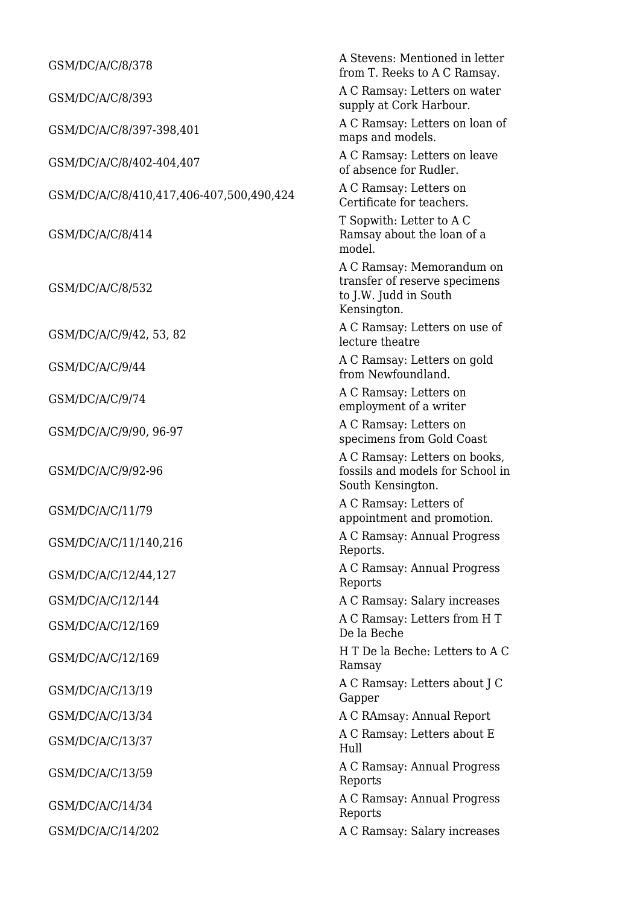| | |
|---|---|
| GSM/DC/A/C/8/378 | A Stevens: Mentioned in letter from T. Reeks to A C Ramsay. |
| GSM/DC/A/C/8/393 | A C Ramsay: Letters on water supply at Cork Harbour. |
| GSM/DC/A/C/8/397-398,401 | A C Ramsay: Letters on loan of maps and models. |
| GSM/DC/A/C/8/402-404,407 | A C Ramsay: Letters on leave of absence for Rudler. |
| GSM/DC/A/C/8/410,417,406-407,500,490,424 | A C Ramsay: Letters on Certificate for teachers. |
| GSM/DC/A/C/8/414 | T Sopwith: Letter to A C Ramsay about the loan of a model. |
| GSM/DC/A/C/8/532 | A C Ramsay: Memorandum on transfer of reserve specimens to J.W. Judd in South Kensington. |
| GSM/DC/A/C/9/42, 53, 82 | A C Ramsay: Letters on use of lecture theatre |
| GSM/DC/A/C/9/44 | A C Ramsay: Letters on gold from Newfoundland. |
| GSM/DC/A/C/9/74 | A C Ramsay: Letters on employment of a writer |
| GSM/DC/A/C/9/90, 96-97 | A C Ramsay: Letters on specimens from Gold Coast |
| GSM/DC/A/C/9/92-96 | A C Ramsay: Letters on books, fossils and models for School in South Kensington. |
| GSM/DC/A/C/11/79 | A C Ramsay: Letters of appointment and promotion. |
| GSM/DC/A/C/11/140,216 | A C Ramsay: Annual Progress Reports. |
| GSM/DC/A/C/12/44,127 | A C Ramsay: Annual Progress Reports |
| GSM/DC/A/C/12/144 | A C Ramsay: Salary increases |
| GSM/DC/A/C/12/169 | A C Ramsay: Letters from H T De la Beche |
| GSM/DC/A/C/12/169 | H T De la Beche: Letters to A C Ramsay |
| GSM/DC/A/C/13/19 | A C Ramsay: Letters about J C Gapper |
| GSM/DC/A/C/13/34 | A C RAmsay: Annual Report |
| GSM/DC/A/C/13/37 | A C Ramsay: Letters about E Hull |
| GSM/DC/A/C/13/59 | A C Ramsay: Annual Progress Reports |
| GSM/DC/A/C/14/34 | A C Ramsay: Annual Progress Reports |
| GSM/DC/A/C/14/202 | A C Ramsay: Salary increases |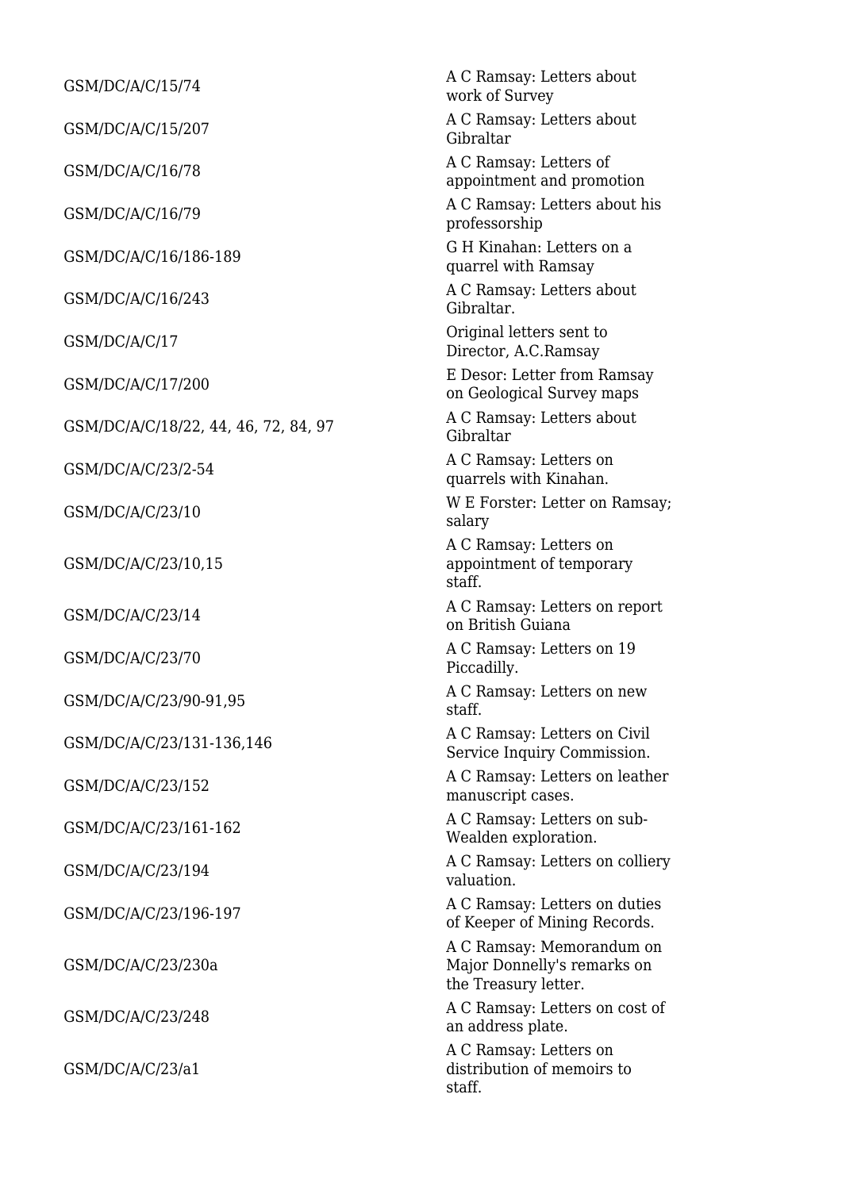| | |
|---|---|
| GSM/DC/A/C/15/74 | A C Ramsay: Letters about work of Survey |
| GSM/DC/A/C/15/207 | A C Ramsay: Letters about Gibraltar |
| GSM/DC/A/C/16/78 | A C Ramsay: Letters of appointment and promotion |
| GSM/DC/A/C/16/79 | A C Ramsay: Letters about his professorship |
| GSM/DC/A/C/16/186-189 | G H Kinahan: Letters on a quarrel with Ramsay |
| GSM/DC/A/C/16/243 | A C Ramsay: Letters about Gibraltar. |
| GSM/DC/A/C/17 | Original letters sent to Director, A.C.Ramsay |
| GSM/DC/A/C/17/200 | E Desor: Letter from Ramsay on Geological Survey maps |
| GSM/DC/A/C/18/22, 44, 46, 72, 84, 97 | A C Ramsay: Letters about Gibraltar |
| GSM/DC/A/C/23/2-54 | A C Ramsay: Letters on quarrels with Kinahan. |
| GSM/DC/A/C/23/10 | W E Forster: Letter on Ramsay; salary |
| GSM/DC/A/C/23/10,15 | A C Ramsay: Letters on appointment of temporary staff. |
| GSM/DC/A/C/23/14 | A C Ramsay: Letters on report on British Guiana |
| GSM/DC/A/C/23/70 | A C Ramsay: Letters on 19 Piccadilly. |
| GSM/DC/A/C/23/90-91,95 | A C Ramsay: Letters on new staff. |
| GSM/DC/A/C/23/131-136,146 | A C Ramsay: Letters on Civil Service Inquiry Commission. |
| GSM/DC/A/C/23/152 | A C Ramsay: Letters on leather manuscript cases. |
| GSM/DC/A/C/23/161-162 | A C Ramsay: Letters on sub-Wealden exploration. |
| GSM/DC/A/C/23/194 | A C Ramsay: Letters on colliery valuation. |
| GSM/DC/A/C/23/196-197 | A C Ramsay: Letters on duties of Keeper of Mining Records. |
| GSM/DC/A/C/23/230a | A C Ramsay: Memorandum on Major Donnelly's remarks on the Treasury letter. |
| GSM/DC/A/C/23/248 | A C Ramsay: Letters on cost of an address plate. |
| GSM/DC/A/C/23/a1 | A C Ramsay: Letters on distribution of memoirs to staff. |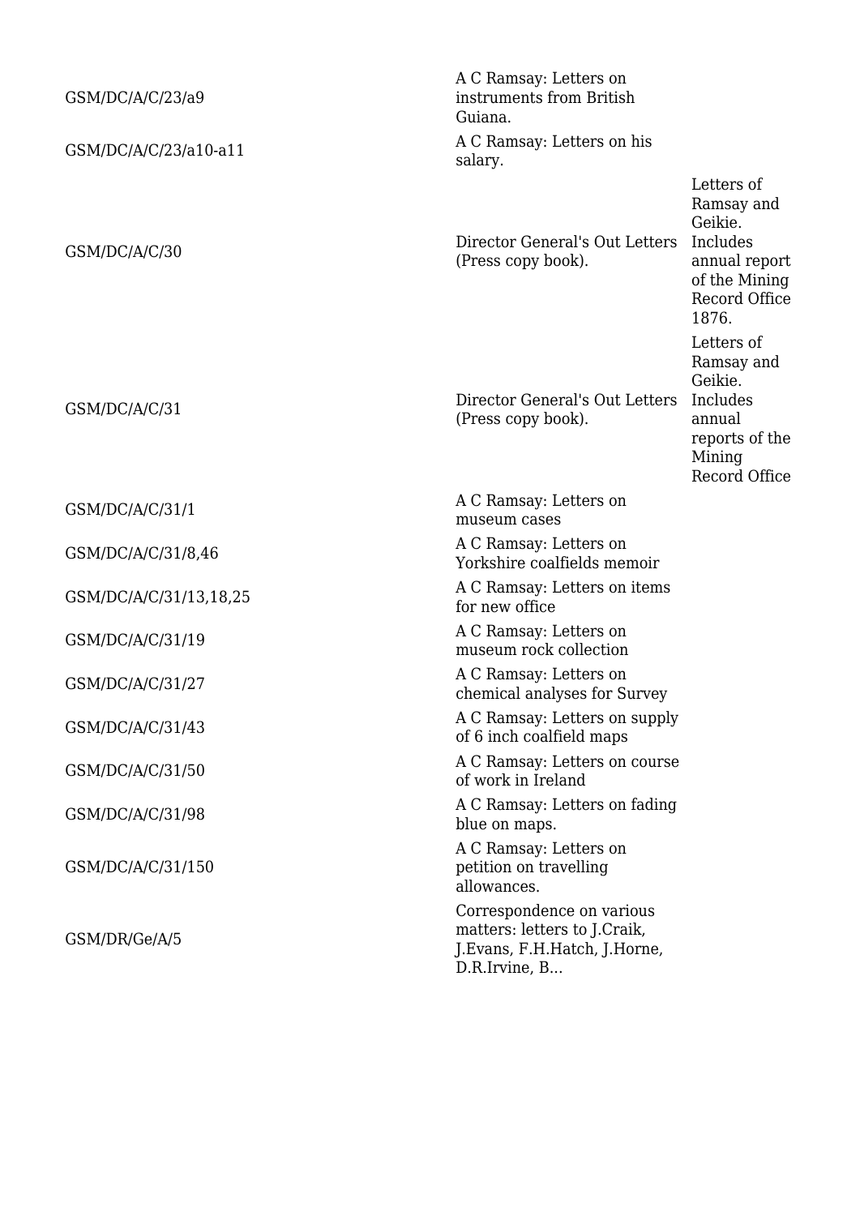| | | |
|---|---|---|
| GSM/DC/A/C/23/a9 | A C Ramsay: Letters on instruments from British Guiana. | |
| GSM/DC/A/C/23/a10-a11 | A C Ramsay: Letters on his salary. | |
| GSM/DC/A/C/30 | Director General's Out Letters (Press copy book). | Letters of Ramsay and Geikie. Includes annual report of the Mining Record Office 1876. |
| GSM/DC/A/C/31 | Director General's Out Letters (Press copy book). | Letters of Ramsay and Geikie. Includes annual reports of the Mining Record Office |
| GSM/DC/A/C/31/1 | A C Ramsay: Letters on museum cases | |
| GSM/DC/A/C/31/8,46 | A C Ramsay: Letters on Yorkshire coalfields memoir | |
| GSM/DC/A/C/31/13,18,25 | A C Ramsay: Letters on items for new office | |
| GSM/DC/A/C/31/19 | A C Ramsay: Letters on museum rock collection | |
| GSM/DC/A/C/31/27 | A C Ramsay: Letters on chemical analyses for Survey | |
| GSM/DC/A/C/31/43 | A C Ramsay: Letters on supply of 6 inch coalfield maps | |
| GSM/DC/A/C/31/50 | A C Ramsay: Letters on course of work in Ireland | |
| GSM/DC/A/C/31/98 | A C Ramsay: Letters on fading blue on maps. | |
| GSM/DC/A/C/31/150 | A C Ramsay: Letters on petition on travelling allowances. | |
| GSM/DR/Ge/A/5 | Correspondence on various matters: letters to J.Craik, J.Evans, F.H.Hatch, J.Horne, D.R.Irvine, B... | |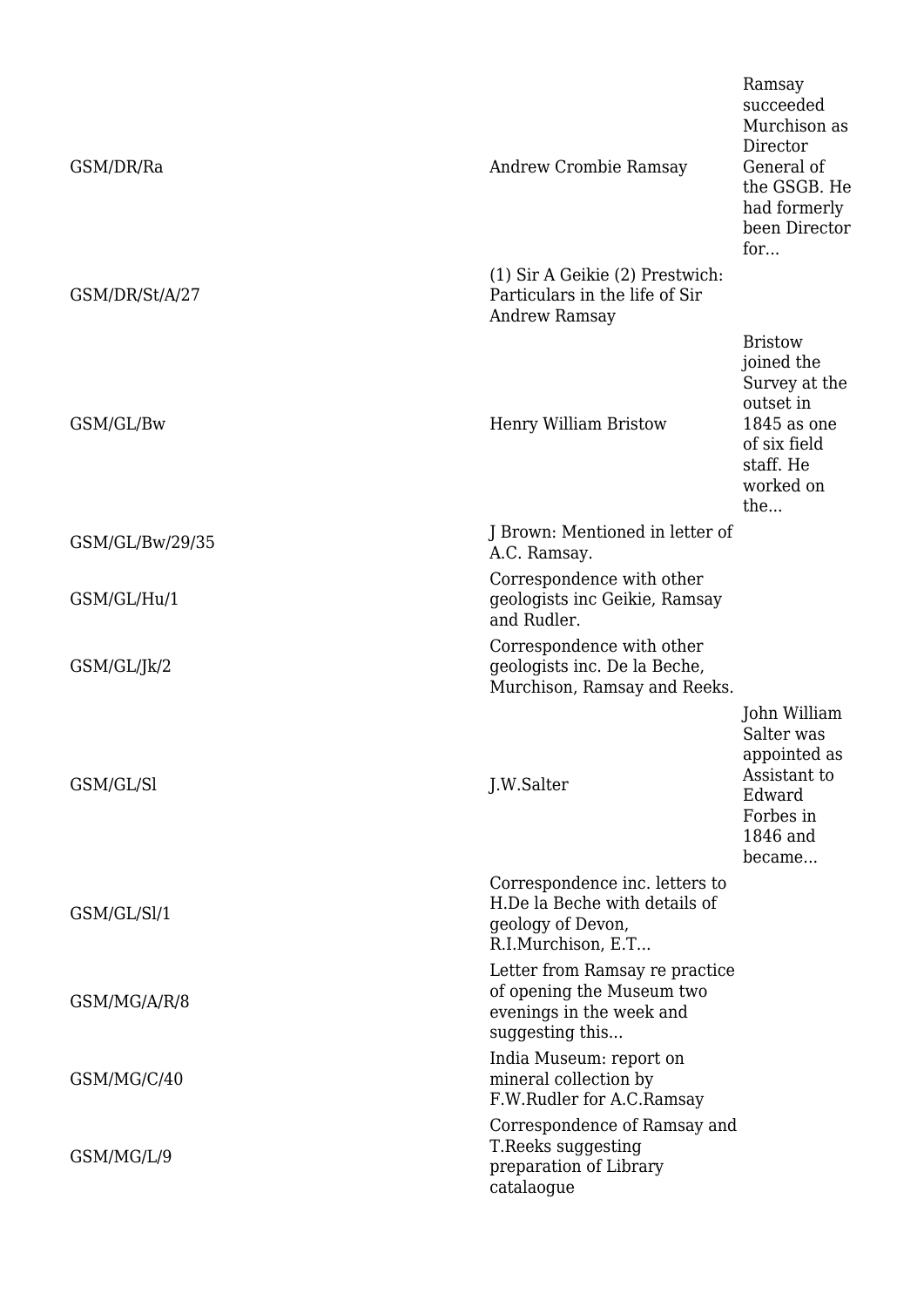| | | |
|---|---|---|
| GSM/DR/Ra | Andrew Crombie Ramsay | Ramsay succeeded Murchison as Director General of the GSGB. He had formerly been Director for... |
| GSM/DR/St/A/27 | (1) Sir A Geikie (2) Prestwich: Particulars in the life of Sir Andrew Ramsay | |
| GSM/GL/Bw | Henry William Bristow | Bristow joined the Survey at the outset in 1845 as one of six field staff. He worked on the... |
| GSM/GL/Bw/29/35 | J Brown: Mentioned in letter of A.C. Ramsay. | |
| GSM/GL/Hu/1 | Correspondence with other geologists inc Geikie, Ramsay and Rudler. | |
| GSM/GL/Jk/2 | Correspondence with other geologists inc. De la Beche, Murchison, Ramsay and Reeks. | |
| GSM/GL/Sl | J.W.Salter | John William Salter was appointed as Assistant to Edward Forbes in 1846 and became... |
| GSM/GL/Sl/1 | Correspondence inc. letters to H.De la Beche with details of geology of Devon, R.I.Murchison, E.T... | |
| GSM/MG/A/R/8 | Letter from Ramsay re practice of opening the Museum two evenings in the week and suggesting this... | |
| GSM/MG/C/40 | India Museum: report on mineral collection by F.W.Rudler for A.C.Ramsay | |
| GSM/MG/L/9 | Correspondence of Ramsay and T.Reeks suggesting preparation of Library catalaogue | |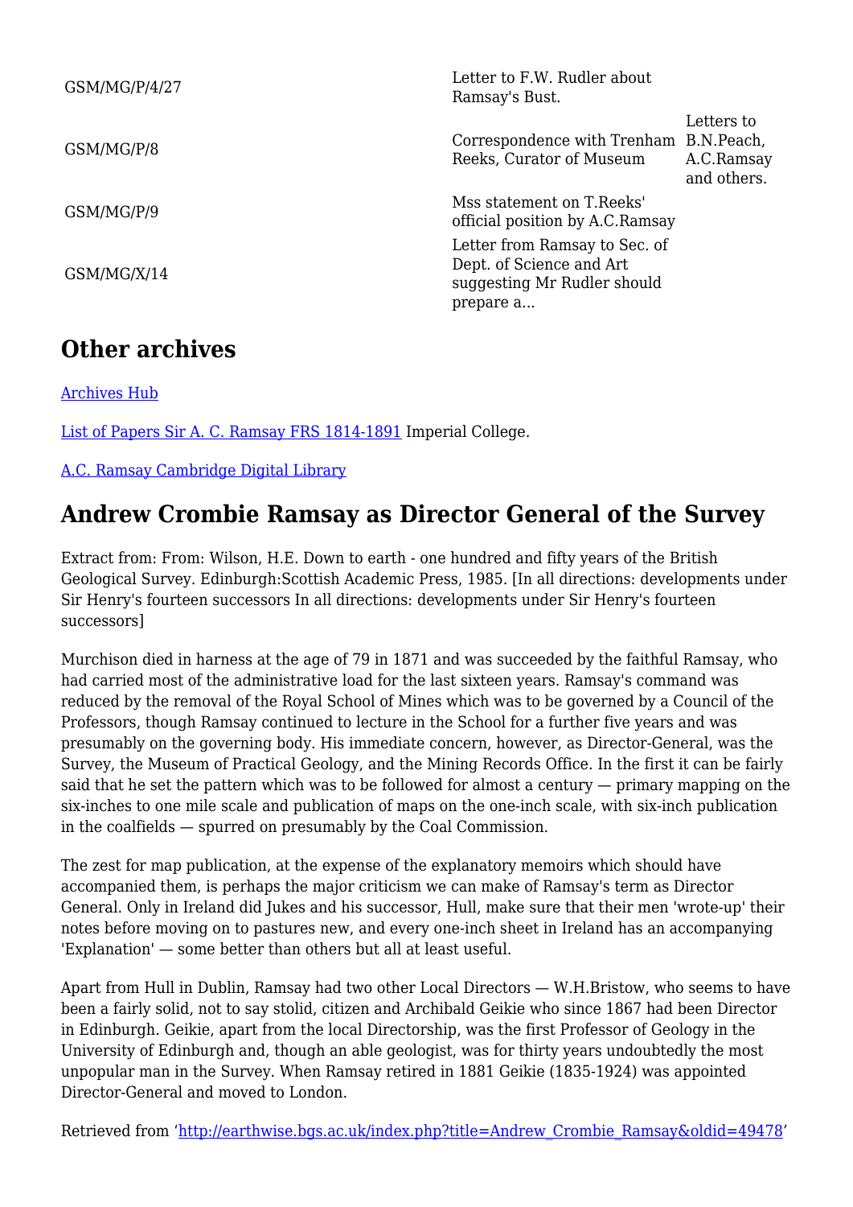| | | |
|---|---|---|
| GSM/MG/P/4/27 | Letter to F.W. Rudler about Ramsay's Bust. | |
| GSM/MG/P/8 | Correspondence with Trenham Reeks, Curator of Museum | Letters to B.N.Peach, A.C.Ramsay and others. |
| GSM/MG/P/9 | Mss statement on T.Reeks' official position by A.C.Ramsay | |
| GSM/MG/X/14 | Letter from Ramsay to Sec. of Dept. of Science and Art suggesting Mr Rudler should prepare a... | |

## Other archives

Archives Hub

List of Papers Sir A. C. Ramsay FRS 1814-1891 Imperial College.

A.C. Ramsay Cambridge Digital Library

## Andrew Crombie Ramsay as Director General of the Survey

Extract from: From: Wilson, H.E. Down to earth - one hundred and fifty years of the British Geological Survey. Edinburgh:Scottish Academic Press, 1985. [In all directions: developments under Sir Henry's fourteen successors In all directions: developments under Sir Henry's fourteen successors]

Murchison died in harness at the age of 79 in 1871 and was succeeded by the faithful Ramsay, who had carried most of the administrative load for the last sixteen years. Ramsay's command was reduced by the removal of the Royal School of Mines which was to be governed by a Council of the Professors, though Ramsay continued to lecture in the School for a further five years and was presumably on the governing body. His immediate concern, however, as Director-General, was the Survey, the Museum of Practical Geology, and the Mining Records Office. In the first it can be fairly said that he set the pattern which was to be followed for almost a century — primary mapping on the six-inches to one mile scale and publication of maps on the one-inch scale, with six-inch publication in the coalfields — spurred on presumably by the Coal Commission.

The zest for map publication, at the expense of the explanatory memoirs which should have accompanied them, is perhaps the major criticism we can make of Ramsay's term as Director General. Only in Ireland did Jukes and his successor, Hull, make sure that their men 'wrote-up' their notes before moving on to pastures new, and every one-inch sheet in Ireland has an accompanying 'Explanation' — some better than others but all at least useful.

Apart from Hull in Dublin, Ramsay had two other Local Directors — W.H.Bristow, who seems to have been a fairly solid, not to say stolid, citizen and Archibald Geikie who since 1867 had been Director in Edinburgh. Geikie, apart from the local Directorship, was the first Professor of Geology in the University of Edinburgh and, though an able geologist, was for thirty years undoubtedly the most unpopular man in the Survey. When Ramsay retired in 1881 Geikie (1835-1924) was appointed Director-General and moved to London.

Retrieved from 'http://earthwise.bgs.ac.uk/index.php?title=Andrew_Crombie_Ramsay&oldid=49478'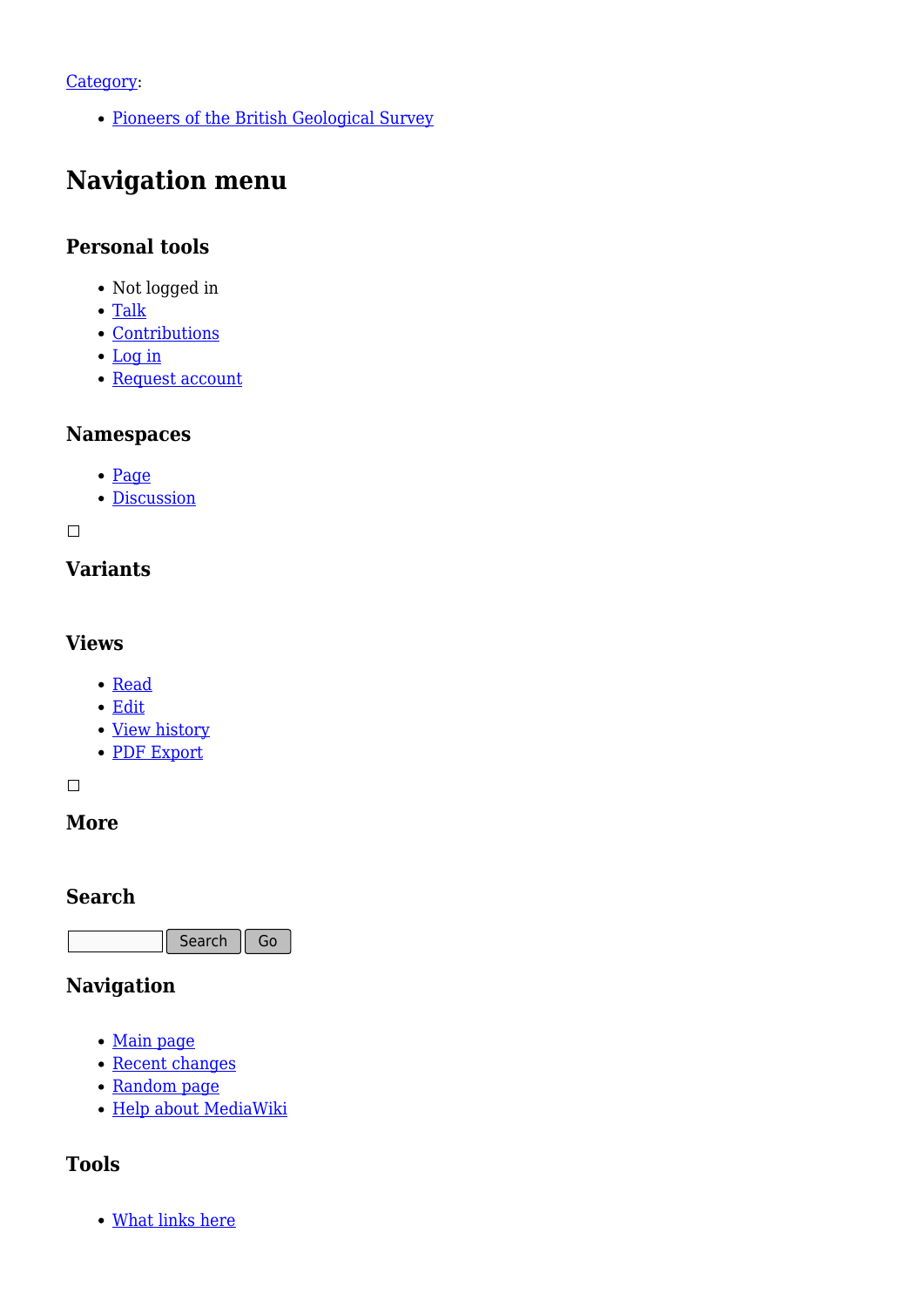Category:

- Pioneers of the British Geological Survey

## Navigation menu

### Personal tools

- Not logged in
- Talk
- Contributions
- Log in
- Request account

### Namespaces

- Page
- Discussion

### Variants

### Views

- Read
- Edit
- View history
- PDF Export

### More

### Search

Search Go

### Navigation

- Main page
- Recent changes
- Random page
- Help about MediaWiki

### Tools

- What links here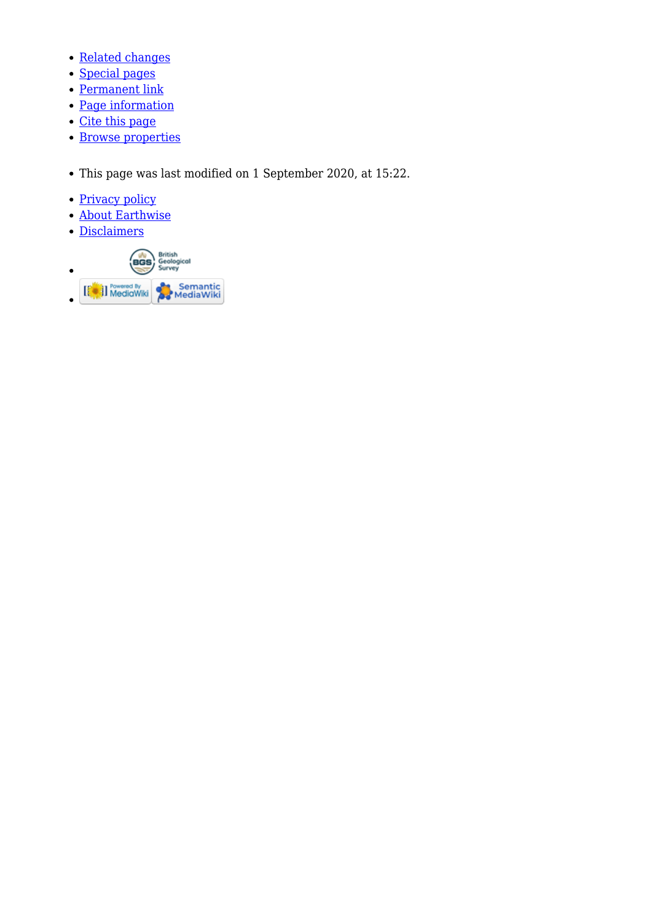- Related changes
- Special pages
- Permanent link
- Page information
- Cite this page
- Browse properties

- This page was last modified on 1 September 2020, at 15:22.

- Privacy policy
- About Earthwise
- Disclaimers